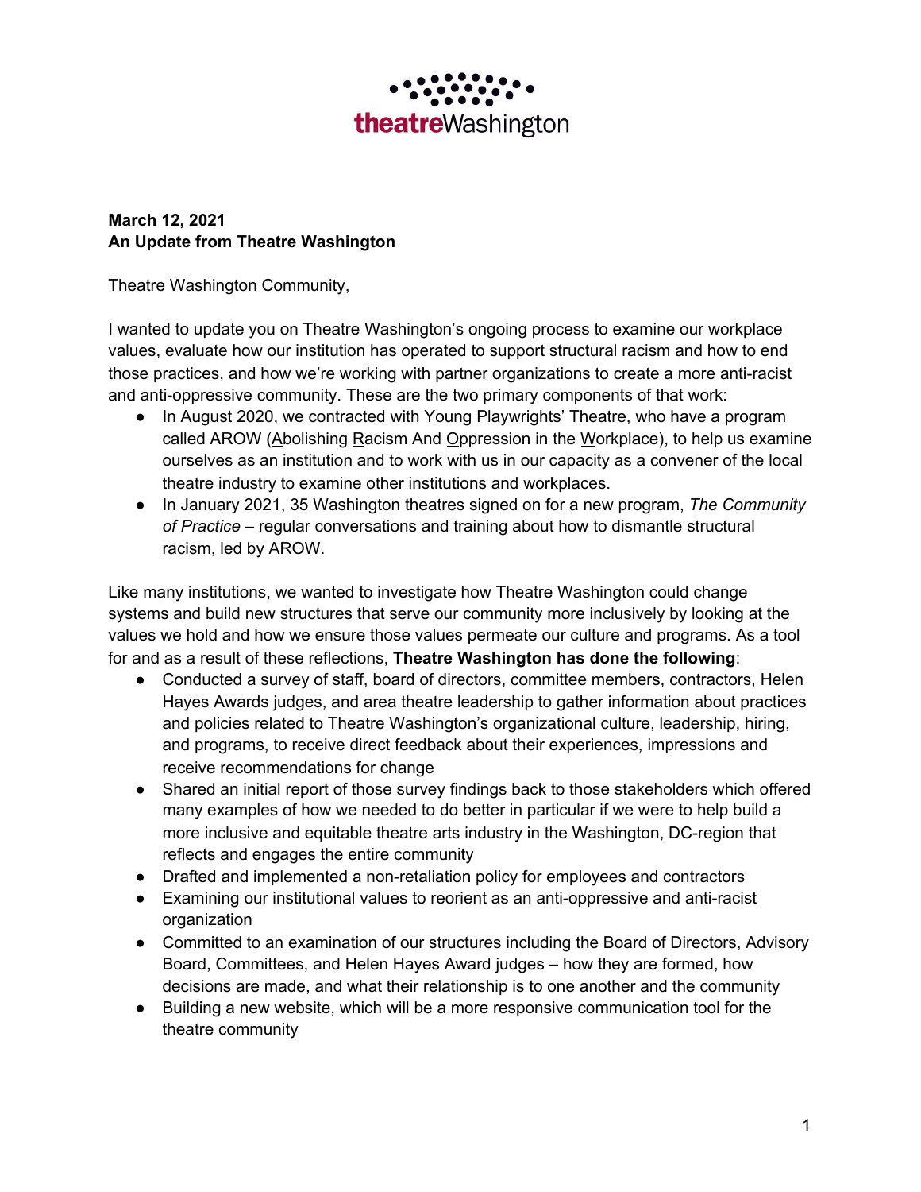theatreWashington

**March 12, 2021**
**An Update from Theatre Washington**

Theatre Washington Community,

I wanted to update you on Theatre Washington's ongoing process to examine our workplace values, evaluate how our institution has operated to support structural racism and how to end those practices, and how we're working with partner organizations to create a more anti-racist and anti-oppressive community. These are the two primary components of that work:

- In August 2020, we contracted with Young Playwrights' Theatre, who have a program called AROW (Abolishing Racism And Oppression in the Workplace), to help us examine ourselves as an institution and to work with us in our capacity as a convener of the local theatre industry to examine other institutions and workplaces.
- In January 2021, 35 Washington theatres signed on for a new program, *The Community of Practice* – regular conversations and training about how to dismantle structural racism, led by AROW.

Like many institutions, we wanted to investigate how Theatre Washington could change systems and build new structures that serve our community more inclusively by looking at the values we hold and how we ensure those values permeate our culture and programs. As a tool for and as a result of these reflections, **Theatre Washington has done the following**:

- Conducted a survey of staff, board of directors, committee members, contractors, Helen Hayes Awards judges, and area theatre leadership to gather information about practices and policies related to Theatre Washington's organizational culture, leadership, hiring, and programs, to receive direct feedback about their experiences, impressions and receive recommendations for change
- Shared an initial report of those survey findings back to those stakeholders which offered many examples of how we needed to do better in particular if we were to help build a more inclusive and equitable theatre arts industry in the Washington, DC-region that reflects and engages the entire community
- Drafted and implemented a non-retaliation policy for employees and contractors
- Examining our institutional values to reorient as an anti-oppressive and anti-racist organization
- Committed to an examination of our structures including the Board of Directors, Advisory Board, Committees, and Helen Hayes Award judges – how they are formed, how decisions are made, and what their relationship is to one another and the community
- Building a new website, which will be a more responsive communication tool for the theatre community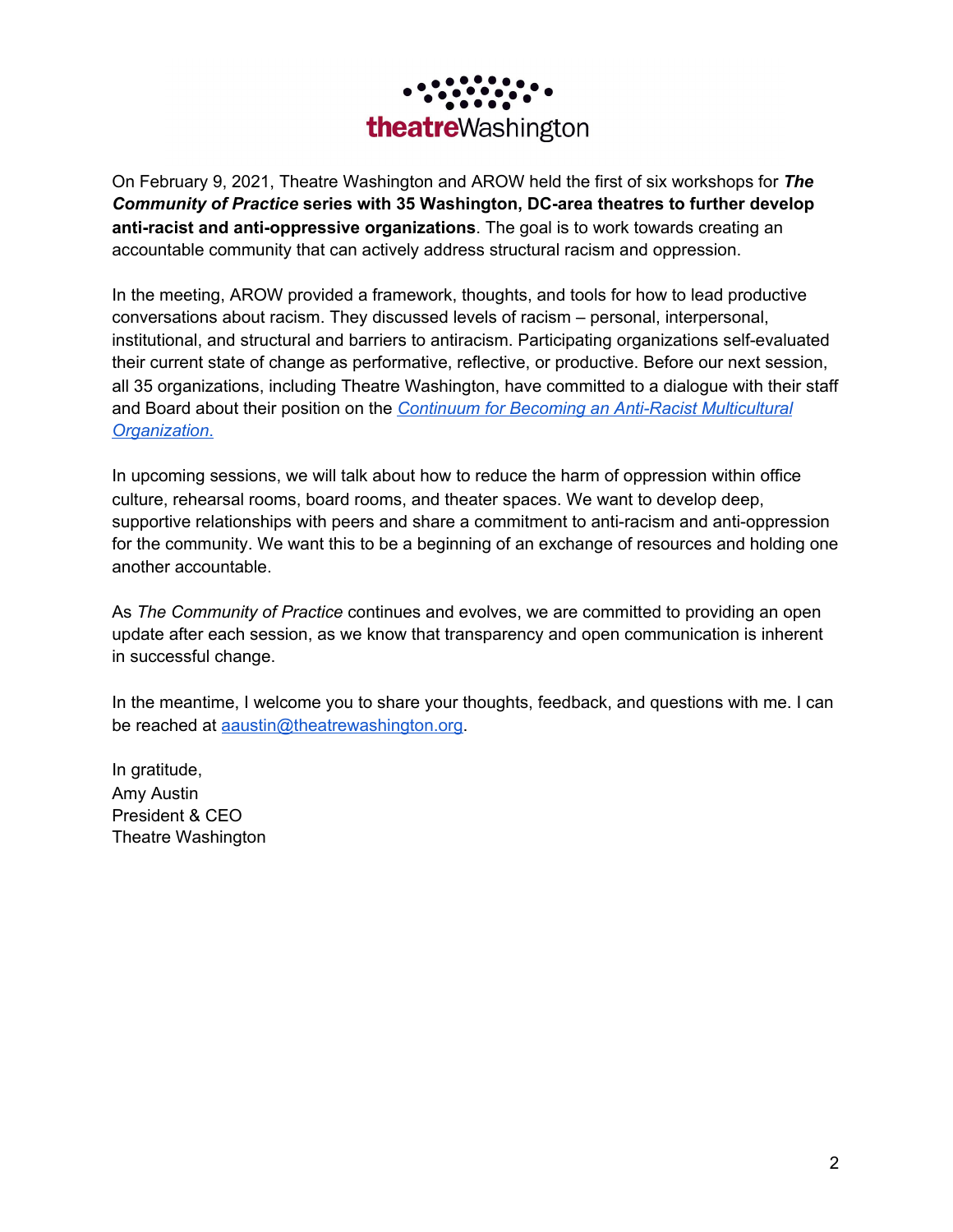theatreWashington

On February 9, 2021, Theatre Washington and AROW held the first of six workshops for ***The Community of Practice* series with 35 Washington, DC-area theatres to further develop anti-racist and anti-oppressive organizations**. The goal is to work towards creating an accountable community that can actively address structural racism and oppression.

In the meeting, AROW provided a framework, thoughts, and tools for how to lead productive conversations about racism. They discussed levels of racism – personal, interpersonal, institutional, and structural and barriers to antiracism. Participating organizations self-evaluated their current state of change as performative, reflective, or productive. Before our next session, all 35 organizations, including Theatre Washington, have committed to a dialogue with their staff and Board about their position on the *Continuum for Becoming an Anti-Racist Multicultural Organization.*

In upcoming sessions, we will talk about how to reduce the harm of oppression within office culture, rehearsal rooms, board rooms, and theater spaces. We want to develop deep, supportive relationships with peers and share a commitment to anti-racism and anti-oppression for the community. We want this to be a beginning of an exchange of resources and holding one another accountable.

As *The Community of Practice* continues and evolves, we are committed to providing an open update after each session, as we know that transparency and open communication is inherent in successful change.

In the meantime, I welcome you to share your thoughts, feedback, and questions with me. I can be reached at aaustin@theatrewashington.org.

In gratitude,  
Amy Austin  
President & CEO  
Theatre Washington